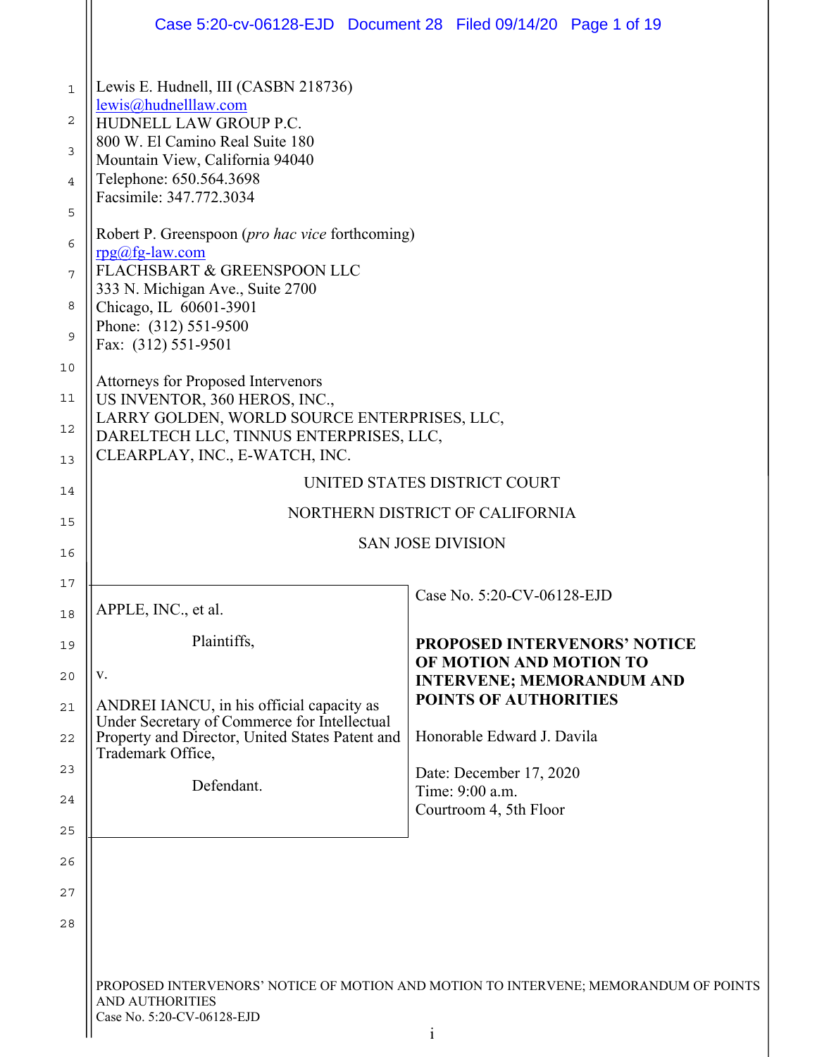Lewis E. Hudnell, III (CASBN 218736)
lewis@hudnelllaw.com
HUDNELL LAW GROUP P.C.
800 W. El Camino Real Suite 180
Mountain View, California 94040
Telephone: 650.564.3698
Facsimile: 347.772.3034

Robert P. Greenspoon (*pro hac vice* forthcoming)
rpg@fg-law.com
FLACHSBART & GREENSPOON LLC
333 N. Michigan Ave., Suite 2700
Chicago, IL 60601-3901
Phone: (312) 551-9500
Fax: (312) 551-9501

Attorneys for Proposed Intervenors
US INVENTOR, 360 HEROS, INC.,
LARRY GOLDEN, WORLD SOURCE ENTERPRISES, LLC,
DARELTECH LLC, TINNUS ENTERPRISES, LLC,
CLEARPLAY, INC., E-WATCH, INC.

UNITED STATES DISTRICT COURT

NORTHERN DISTRICT OF CALIFORNIA

SAN JOSE DIVISION

| | |
|---|---|
| APPLE, INC., et al.<br><br>Plaintiffs,<br><br>v.<br><br>ANDREI IANCU, in his official capacity as Under Secretary of Commerce for Intellectual Property and Director, United States Patent and Trademark Office,<br><br>Defendant. | Case No. 5:20-CV-06128-EJD<br><br>**PROPOSED INTERVENORS' NOTICE OF MOTION AND MOTION TO INTERVENE; MEMORANDUM AND POINTS OF AUTHORITIES**<br><br>Honorable Edward J. Davila<br><br>Date: December 17, 2020<br>Time: 9:00 a.m.<br>Courtroom 4, 5th Floor |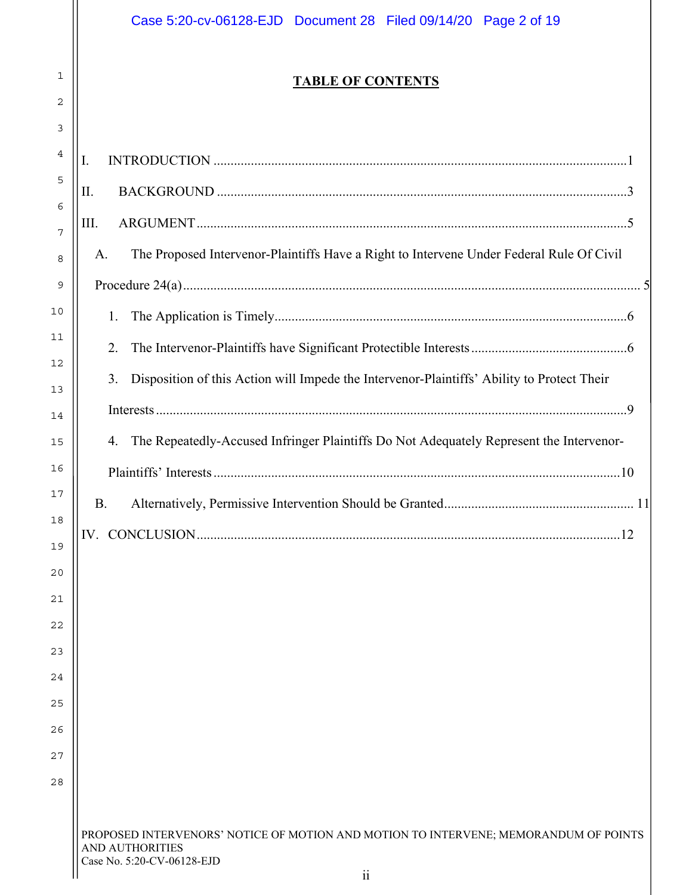# TABLE OF CONTENTS

I. INTRODUCTION ..........1

II. BACKGROUND ..........3

III. ARGUMENT ..........5

- A. The Proposed Intervenor-Plaintiffs Have a Right to Intervene Under Federal Rule Of Civil Procedure 24(a) ..........5
  - 1. The Application is Timely ..........6
  - 2. The Intervenor-Plaintiffs have Significant Protectible Interests ..........6
  - 3. Disposition of this Action will Impede the Intervenor-Plaintiffs' Ability to Protect Their Interests ..........9
  - 4. The Repeatedly-Accused Infringer Plaintiffs Do Not Adequately Represent the Intervenor-Plaintiffs' Interests ..........10
- B. Alternatively, Permissive Intervention Should be Granted ..........11

IV. CONCLUSION ..........12

PROPOSED INTERVENORS' NOTICE OF MOTION AND MOTION TO INTERVENE; MEMORANDUM OF POINTS AND AUTHORITIES
Case No. 5:20-CV-06128-EJD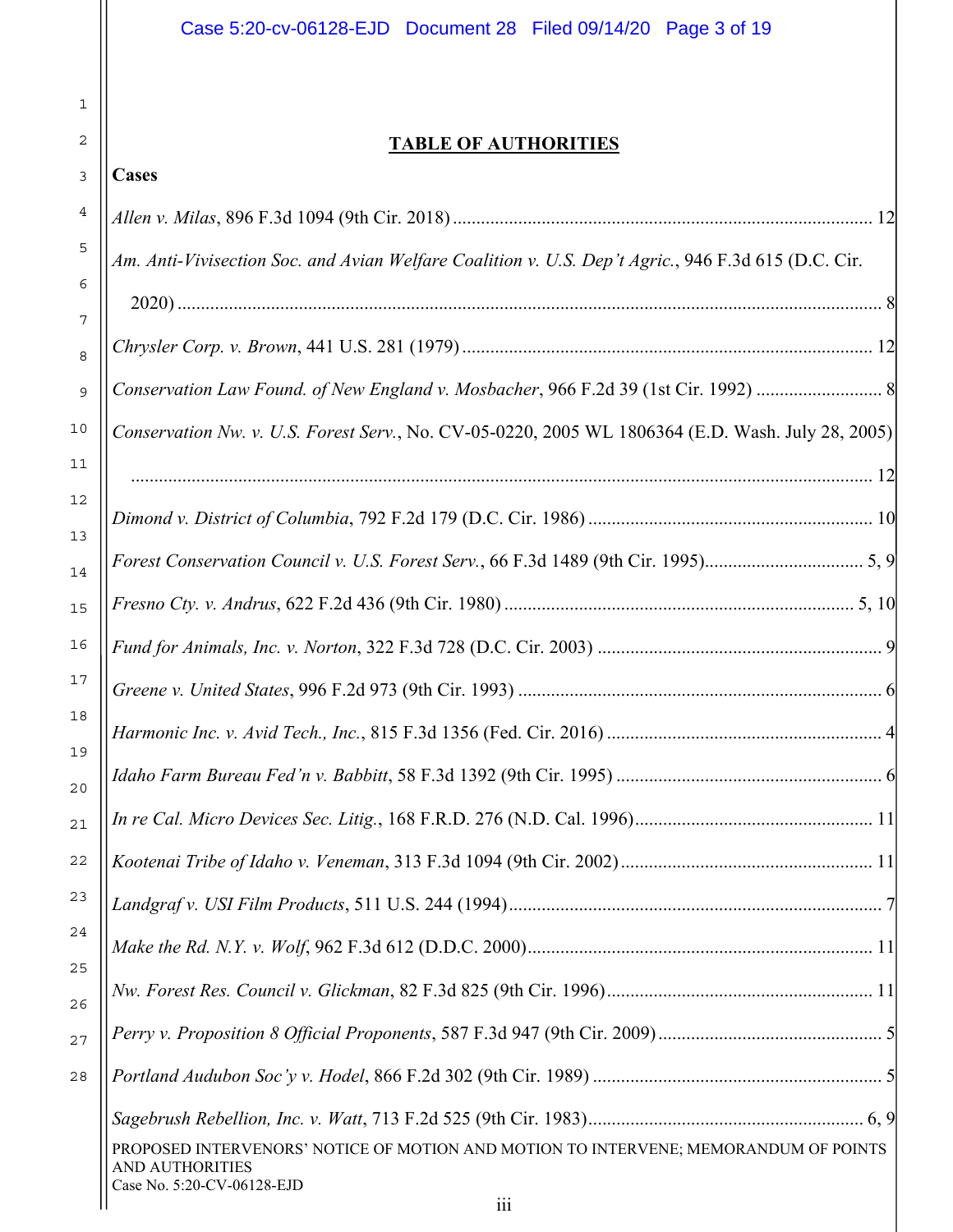## TABLE OF AUTHORITIES

### Cases

*Allen v. Milas*, 896 F.3d 1094 (9th Cir. 2018) ........................................................................................ 12

*Am. Anti-Vivisection Soc. and Avian Welfare Coalition v. U.S. Dep't Agric.*, 946 F.3d 615 (D.C. Cir. 2020) ........................................................................................ 8

*Chrysler Corp. v. Brown*, 441 U.S. 281 (1979) ........................................................................................ 12

*Conservation Law Found. of New England v. Mosbacher*, 966 F.2d 39 (1st Cir. 1992) ........................ 8

*Conservation Nw. v. U.S. Forest Serv.*, No. CV-05-0220, 2005 WL 1806364 (E.D. Wash. July 28, 2005) ........................................................................................ 12

*Dimond v. District of Columbia*, 792 F.2d 179 (D.C. Cir. 1986) ........................................................ 10

*Forest Conservation Council v. U.S. Forest Serv.*, 66 F.3d 1489 (9th Cir. 1995)................................. 5, 9

*Fresno Cty. v. Andrus*, 622 F.2d 436 (9th Cir. 1980) ........................................................................ 5, 10

*Fund for Animals, Inc. v. Norton*, 322 F.3d 728 (D.C. Cir. 2003) ........................................................ 9

*Greene v. United States*, 996 F.2d 973 (9th Cir. 1993) ........................................................................ 6

*Harmonic Inc. v. Avid Tech., Inc.*, 815 F.3d 1356 (Fed. Cir. 2016) .................................................... 4

*Idaho Farm Bureau Fed'n v. Babbitt*, 58 F.3d 1392 (9th Cir. 1995) .................................................... 6

*In re Cal. Micro Devices Sec. Litig.*, 168 F.R.D. 276 (N.D. Cal. 1996)................................................ 11

*Kootenai Tribe of Idaho v. Veneman*, 313 F.3d 1094 (9th Cir. 2002).................................................. 11

*Landgraf v. USI Film Products*, 511 U.S. 244 (1994)........................................................................... 7

*Make the Rd. N.Y. v. Wolf*, 962 F.3d 612 (D.D.C. 2000)..................................................................... 11

*Nw. Forest Res. Council v. Glickman*, 82 F.3d 825 (9th Cir. 1996)..................................................... 11

*Perry v. Proposition 8 Official Proponents*, 587 F.3d 947 (9th Cir. 2009)............................................ 5

*Portland Audubon Soc'y v. Hodel*, 866 F.2d 302 (9th Cir. 1989) ........................................................ 5

*Sagebrush Rebellion, Inc. v. Watt*, 713 F.2d 525 (9th Cir. 1983)...................................................... 6, 9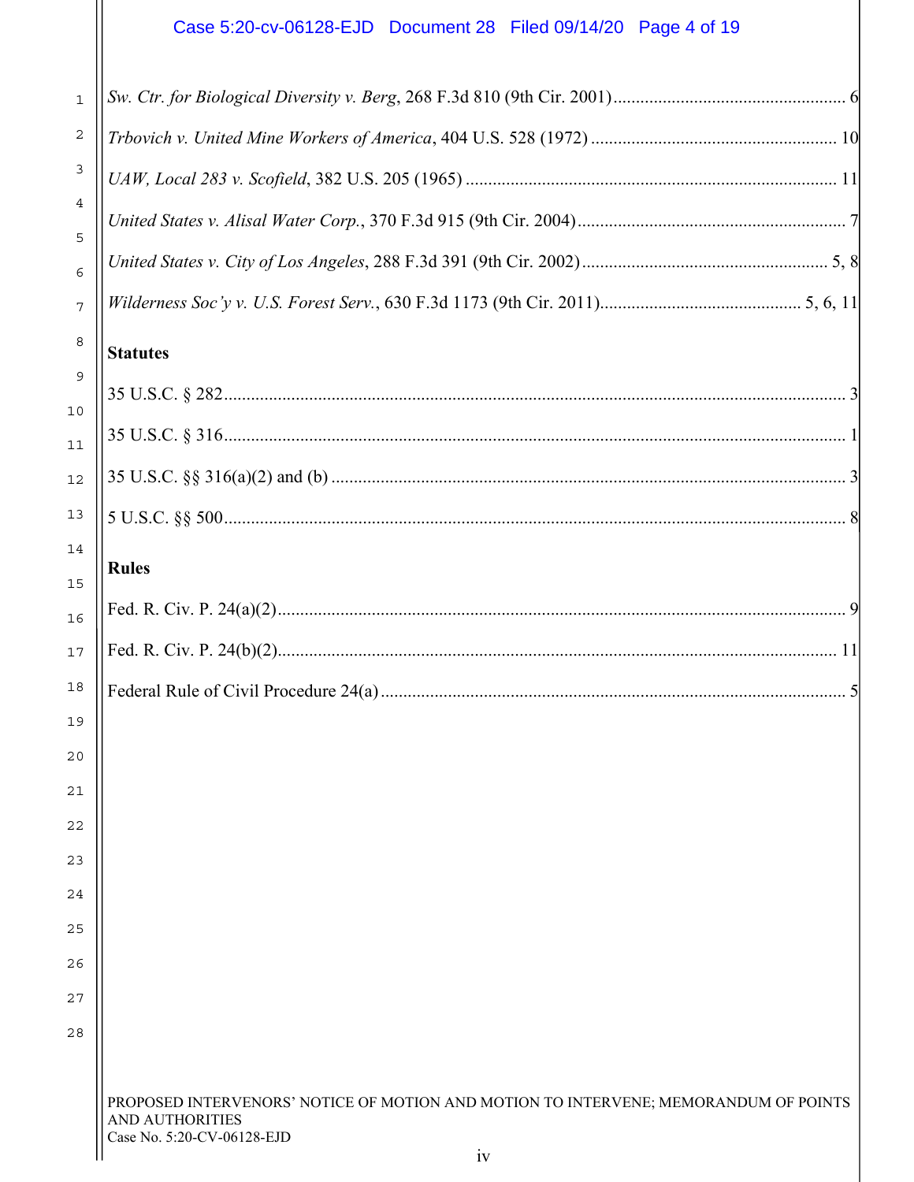*Sw. Ctr. for Biological Diversity v. Berg*, 268 F.3d 810 (9th Cir. 2001).................................................... 6

*Trbovich v. United Mine Workers of America*, 404 U.S. 528 (1972) ....................................................... 10

*UAW, Local 283 v. Scofield*, 382 U.S. 205 (1965) ................................................................................... 11

*United States v. Alisal Water Corp.*, 370 F.3d 915 (9th Cir. 2004)............................................................ 7

*United States v. City of Los Angeles*, 288 F.3d 391 (9th Cir. 2002)....................................................... 5, 8

*Wilderness Soc'y v. U.S. Forest Serv.*, 630 F.3d 1173 (9th Cir. 2011)............................................ 5, 6, 11

**Statutes**

35 U.S.C. § 282.......................................................................................................................................... 3

35 U.S.C. § 316.......................................................................................................................................... 1

35 U.S.C. §§ 316(a)(2) and (b) ................................................................................................................... 3

5 U.S.C. §§ 500.......................................................................................................................................... 8

**Rules**

Fed. R. Civ. P. 24(a)(2)............................................................................................................................... 9

Fed. R. Civ. P. 24(b)(2)............................................................................................................................. 11

Federal Rule of Civil Procedure 24(a) ........................................................................................................ 5

PROPOSED INTERVENORS' NOTICE OF MOTION AND MOTION TO INTERVENE; MEMORANDUM OF POINTS AND AUTHORITIES
Case No. 5:20-CV-06128-EJD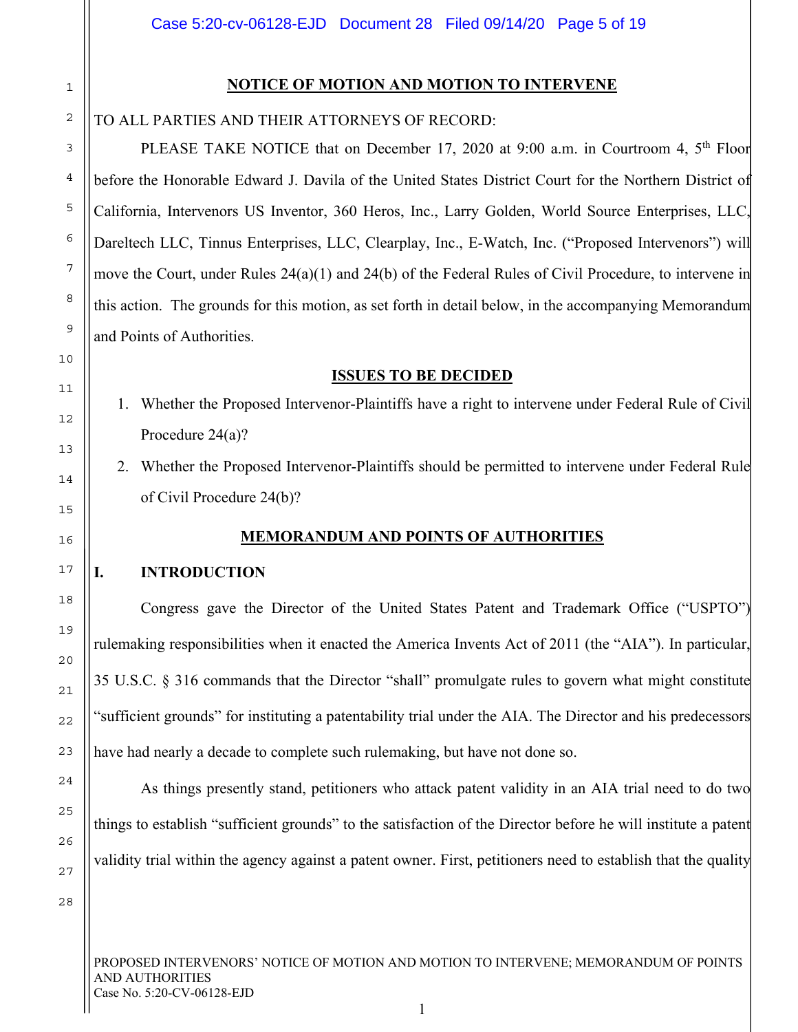## NOTICE OF MOTION AND MOTION TO INTERVENE

TO ALL PARTIES AND THEIR ATTORNEYS OF RECORD:

PLEASE TAKE NOTICE that on December 17, 2020 at 9:00 a.m. in Courtroom 4, 5th Floor before the Honorable Edward J. Davila of the United States District Court for the Northern District of California, Intervenors US Inventor, 360 Heros, Inc., Larry Golden, World Source Enterprises, LLC, Dareltech LLC, Tinnus Enterprises, LLC, Clearplay, Inc., E-Watch, Inc. ("Proposed Intervenors") will move the Court, under Rules 24(a)(1) and 24(b) of the Federal Rules of Civil Procedure, to intervene in this action. The grounds for this motion, as set forth in detail below, in the accompanying Memorandum and Points of Authorities.

## ISSUES TO BE DECIDED

1. Whether the Proposed Intervenor-Plaintiffs have a right to intervene under Federal Rule of Civil Procedure 24(a)?
2. Whether the Proposed Intervenor-Plaintiffs should be permitted to intervene under Federal Rule of Civil Procedure 24(b)?

## MEMORANDUM AND POINTS OF AUTHORITIES

### I. INTRODUCTION

Congress gave the Director of the United States Patent and Trademark Office ("USPTO") rulemaking responsibilities when it enacted the America Invents Act of 2011 (the "AIA"). In particular, 35 U.S.C. § 316 commands that the Director "shall" promulgate rules to govern what might constitute "sufficient grounds" for instituting a patentability trial under the AIA. The Director and his predecessors have had nearly a decade to complete such rulemaking, but have not done so.

As things presently stand, petitioners who attack patent validity in an AIA trial need to do two things to establish "sufficient grounds" to the satisfaction of the Director before he will institute a patent validity trial within the agency against a patent owner. First, petitioners need to establish that the quality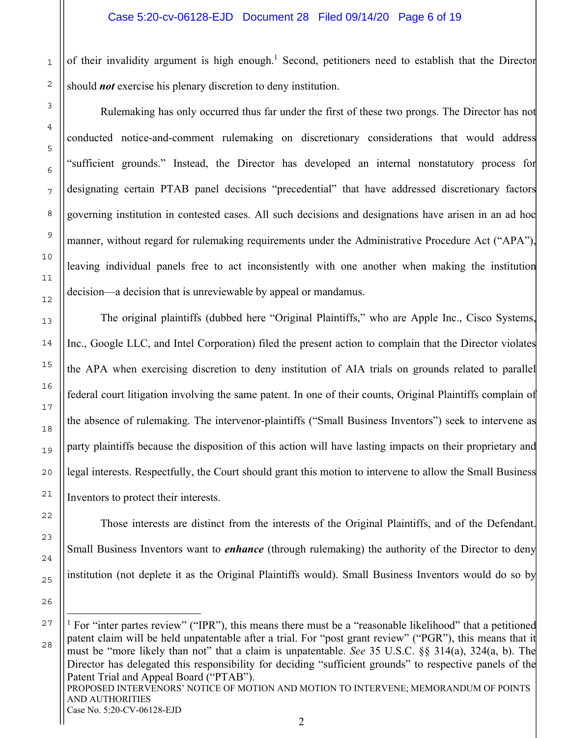of their invalidity argument is high enough.[1] Second, petitioners need to establish that the Director should ***not*** exercise his plenary discretion to deny institution.

Rulemaking has only occurred thus far under the first of these two prongs. The Director has not conducted notice-and-comment rulemaking on discretionary considerations that would address "sufficient grounds." Instead, the Director has developed an internal nonstatutory process for designating certain PTAB panel decisions "precedential" that have addressed discretionary factors governing institution in contested cases. All such decisions and designations have arisen in an ad hoc manner, without regard for rulemaking requirements under the Administrative Procedure Act ("APA"), leaving individual panels free to act inconsistently with one another when making the institution decision—a decision that is unreviewable by appeal or mandamus.

The original plaintiffs (dubbed here "Original Plaintiffs," who are Apple Inc., Cisco Systems, Inc., Google LLC, and Intel Corporation) filed the present action to complain that the Director violates the APA when exercising discretion to deny institution of AIA trials on grounds related to parallel federal court litigation involving the same patent. In one of their counts, Original Plaintiffs complain of the absence of rulemaking. The intervenor-plaintiffs ("Small Business Inventors") seek to intervene as party plaintiffs because the disposition of this action will have lasting impacts on their proprietary and legal interests. Respectfully, the Court should grant this motion to intervene to allow the Small Business Inventors to protect their interests.

Those interests are distinct from the interests of the Original Plaintiffs, and of the Defendant. Small Business Inventors want to ***enhance*** (through rulemaking) the authority of the Director to deny institution (not deplete it as the Original Plaintiffs would). Small Business Inventors would do so by

[1] For "inter partes review" ("IPR"), this means there must be a "reasonable likelihood" that a petitioned patent claim will be held unpatentable after a trial. For "post grant review" ("PGR"), this means that it must be "more likely than not" that a claim is unpatentable. *See* 35 U.S.C. §§ 314(a), 324(a, b). The Director has delegated this responsibility for deciding "sufficient grounds" to respective panels of the Patent Trial and Appeal Board ("PTAB").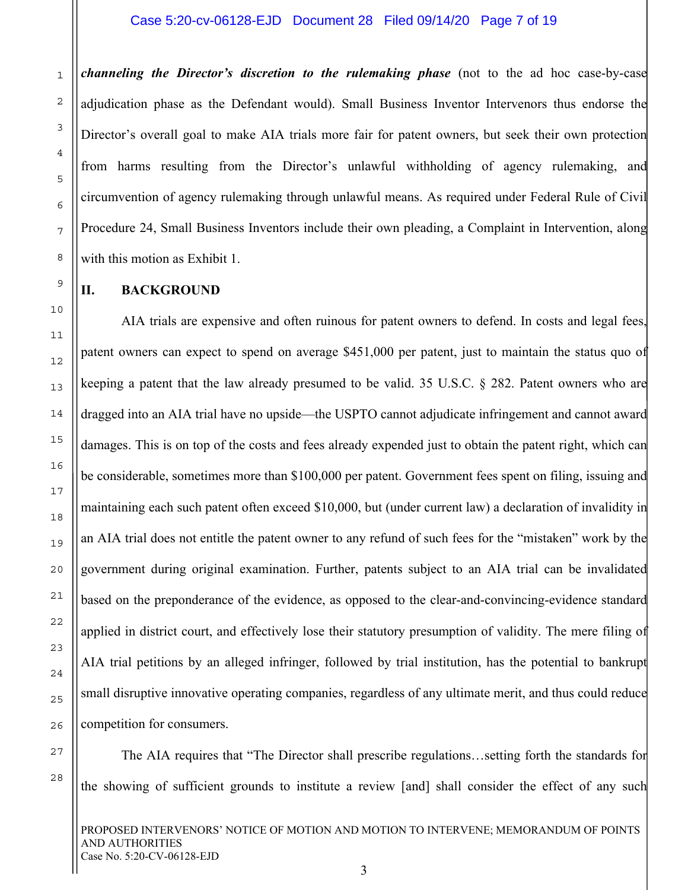***channeling the Director's discretion to the rulemaking phase*** (not to the ad hoc case-by-case adjudication phase as the Defendant would). Small Business Inventor Intervenors thus endorse the Director's overall goal to make AIA trials more fair for patent owners, but seek their own protection from harms resulting from the Director's unlawful withholding of agency rulemaking, and circumvention of agency rulemaking through unlawful means. As required under Federal Rule of Civil Procedure 24, Small Business Inventors include their own pleading, a Complaint in Intervention, along with this motion as Exhibit 1.

## II. BACKGROUND

AIA trials are expensive and often ruinous for patent owners to defend. In costs and legal fees, patent owners can expect to spend on average $451,000 per patent, just to maintain the status quo of keeping a patent that the law already presumed to be valid. 35 U.S.C. § 282. Patent owners who are dragged into an AIA trial have no upside—the USPTO cannot adjudicate infringement and cannot award damages. This is on top of the costs and fees already expended just to obtain the patent right, which can be considerable, sometimes more than $100,000 per patent. Government fees spent on filing, issuing and maintaining each such patent often exceed $10,000, but (under current law) a declaration of invalidity in an AIA trial does not entitle the patent owner to any refund of such fees for the "mistaken" work by the government during original examination. Further, patents subject to an AIA trial can be invalidated based on the preponderance of the evidence, as opposed to the clear-and-convincing-evidence standard applied in district court, and effectively lose their statutory presumption of validity. The mere filing of AIA trial petitions by an alleged infringer, followed by trial institution, has the potential to bankrupt small disruptive innovative operating companies, regardless of any ultimate merit, and thus could reduce competition for consumers.

The AIA requires that "The Director shall prescribe regulations…setting forth the standards for the showing of sufficient grounds to institute a review [and] shall consider the effect of any such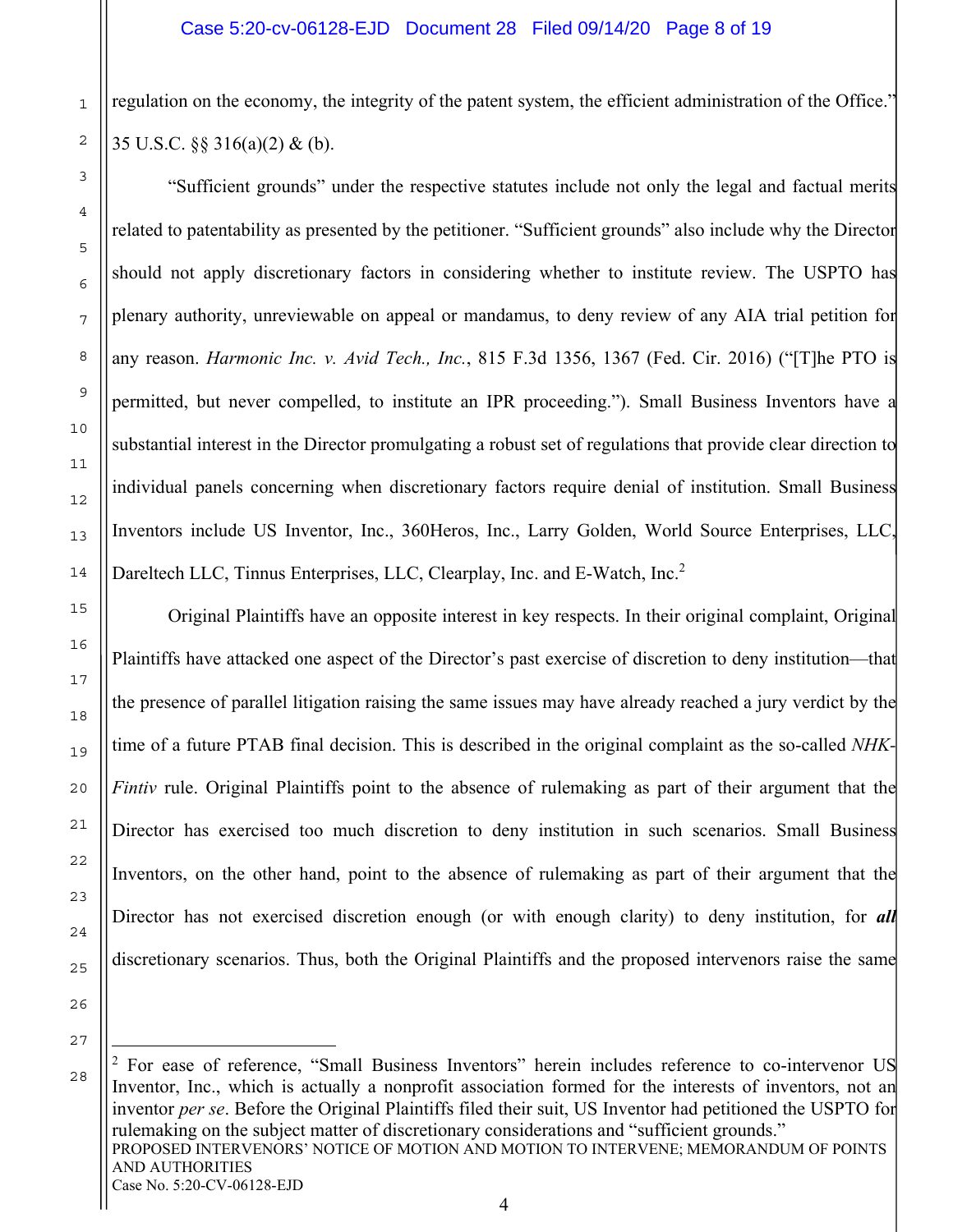regulation on the economy, the integrity of the patent system, the efficient administration of the Office." 35 U.S.C. §§ 316(a)(2) & (b).

"Sufficient grounds" under the respective statutes include not only the legal and factual merits related to patentability as presented by the petitioner. "Sufficient grounds" also include why the Director should not apply discretionary factors in considering whether to institute review. The USPTO has plenary authority, unreviewable on appeal or mandamus, to deny review of any AIA trial petition for any reason. *Harmonic Inc. v. Avid Tech., Inc.*, 815 F.3d 1356, 1367 (Fed. Cir. 2016) ("[T]he PTO is permitted, but never compelled, to institute an IPR proceeding."). Small Business Inventors have a substantial interest in the Director promulgating a robust set of regulations that provide clear direction to individual panels concerning when discretionary factors require denial of institution. Small Business Inventors include US Inventor, Inc., 360Heros, Inc., Larry Golden, World Source Enterprises, LLC, Dareltech LLC, Tinnus Enterprises, LLC, Clearplay, Inc. and E-Watch, Inc.[2]

Original Plaintiffs have an opposite interest in key respects. In their original complaint, Original Plaintiffs have attacked one aspect of the Director's past exercise of discretion to deny institution—that the presence of parallel litigation raising the same issues may have already reached a jury verdict by the time of a future PTAB final decision. This is described in the original complaint as the so-called *NHK-Fintiv* rule. Original Plaintiffs point to the absence of rulemaking as part of their argument that the Director has exercised too much discretion to deny institution in such scenarios. Small Business Inventors, on the other hand, point to the absence of rulemaking as part of their argument that the Director has not exercised discretion enough (or with enough clarity) to deny institution, for ***all*** discretionary scenarios. Thus, both the Original Plaintiffs and the proposed intervenors raise the same

---

[2] For ease of reference, "Small Business Inventors" herein includes reference to co-intervenor US Inventor, Inc., which is actually a nonprofit association formed for the interests of inventors, not an inventor *per se*. Before the Original Plaintiffs filed their suit, US Inventor had petitioned the USPTO for rulemaking on the subject matter of discretionary considerations and "sufficient grounds."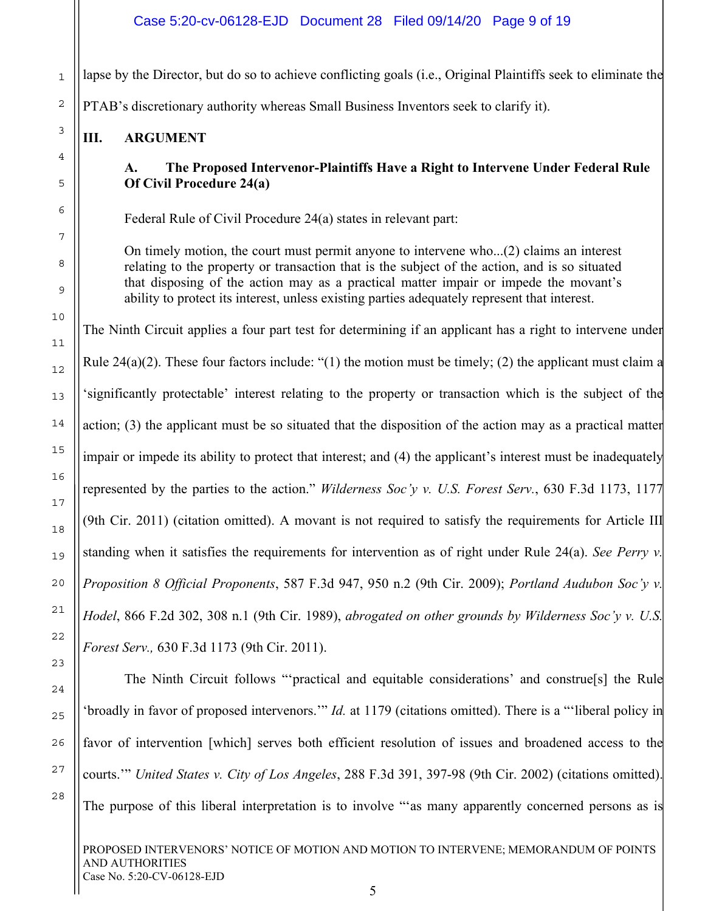lapse by the Director, but do so to achieve conflicting goals (i.e., Original Plaintiffs seek to eliminate the PTAB's discretionary authority whereas Small Business Inventors seek to clarify it).

## III. ARGUMENT

### A. The Proposed Intervenor-Plaintiffs Have a Right to Intervene Under Federal Rule Of Civil Procedure 24(a)

Federal Rule of Civil Procedure 24(a) states in relevant part:

> On timely motion, the court must permit anyone to intervene who...(2) claims an interest relating to the property or transaction that is the subject of the action, and is so situated that disposing of the action may as a practical matter impair or impede the movant's ability to protect its interest, unless existing parties adequately represent that interest.

The Ninth Circuit applies a four part test for determining if an applicant has a right to intervene under Rule 24(a)(2). These four factors include: "(1) the motion must be timely; (2) the applicant must claim a 'significantly protectable' interest relating to the property or transaction which is the subject of the action; (3) the applicant must be so situated that the disposition of the action may as a practical matter impair or impede its ability to protect that interest; and (4) the applicant's interest must be inadequately represented by the parties to the action." *Wilderness Soc'y v. U.S. Forest Serv.*, 630 F.3d 1173, 1177 (9th Cir. 2011) (citation omitted). A movant is not required to satisfy the requirements for Article III standing when it satisfies the requirements for intervention as of right under Rule 24(a). *See Perry v. Proposition 8 Official Proponents*, 587 F.3d 947, 950 n.2 (9th Cir. 2009); *Portland Audubon Soc'y v. Hodel*, 866 F.2d 302, 308 n.1 (9th Cir. 1989), *abrogated on other grounds by Wilderness Soc'y v. U.S. Forest Serv.,* 630 F.3d 1173 (9th Cir. 2011).

The Ninth Circuit follows "'practical and equitable considerations' and construe[s] the Rule 'broadly in favor of proposed intervenors.'" *Id.* at 1179 (citations omitted). There is a "'liberal policy in favor of intervention [which] serves both efficient resolution of issues and broadened access to the courts.'" *United States v. City of Los Angeles*, 288 F.3d 391, 397-98 (9th Cir. 2002) (citations omitted). The purpose of this liberal interpretation is to involve "'as many apparently concerned persons as is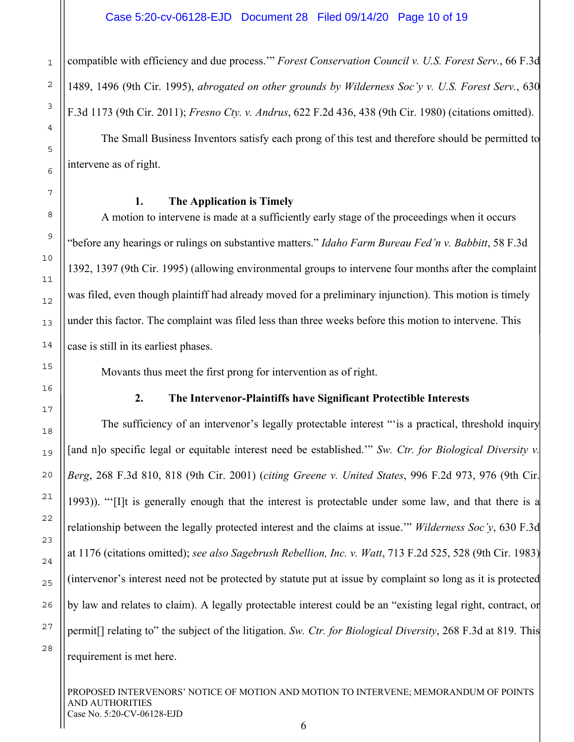compatible with efficiency and due process.'" *Forest Conservation Council v. U.S. Forest Serv.*, 66 F.3d 1489, 1496 (9th Cir. 1995), *abrogated on other grounds by Wilderness Soc'y v. U.S. Forest Serv.*, 630 F.3d 1173 (9th Cir. 2011); *Fresno Cty. v. Andrus*, 622 F.2d 436, 438 (9th Cir. 1980) (citations omitted).

The Small Business Inventors satisfy each prong of this test and therefore should be permitted to intervene as of right.

**1. The Application is Timely**

A motion to intervene is made at a sufficiently early stage of the proceedings when it occurs "before any hearings or rulings on substantive matters." *Idaho Farm Bureau Fed'n v. Babbitt*, 58 F.3d 1392, 1397 (9th Cir. 1995) (allowing environmental groups to intervene four months after the complaint was filed, even though plaintiff had already moved for a preliminary injunction). This motion is timely under this factor. The complaint was filed less than three weeks before this motion to intervene. This case is still in its earliest phases.

Movants thus meet the first prong for intervention as of right.

**2. The Intervenor-Plaintiffs have Significant Protectible Interests**

The sufficiency of an intervenor's legally protectable interest "'is a practical, threshold inquiry [and n]o specific legal or equitable interest need be established.'" *Sw. Ctr. for Biological Diversity v. Berg*, 268 F.3d 810, 818 (9th Cir. 2001) (*citing Greene v. United States*, 996 F.2d 973, 976 (9th Cir. 1993)). "'[I]t is generally enough that the interest is protectable under some law, and that there is a relationship between the legally protected interest and the claims at issue.'" *Wilderness Soc'y*, 630 F.3d at 1176 (citations omitted); *see also Sagebrush Rebellion, Inc. v. Watt*, 713 F.2d 525, 528 (9th Cir. 1983) (intervenor's interest need not be protected by statute put at issue by complaint so long as it is protected by law and relates to claim). A legally protectable interest could be an "existing legal right, contract, or permit[] relating to" the subject of the litigation. *Sw. Ctr. for Biological Diversity*, 268 F.3d at 819. This requirement is met here.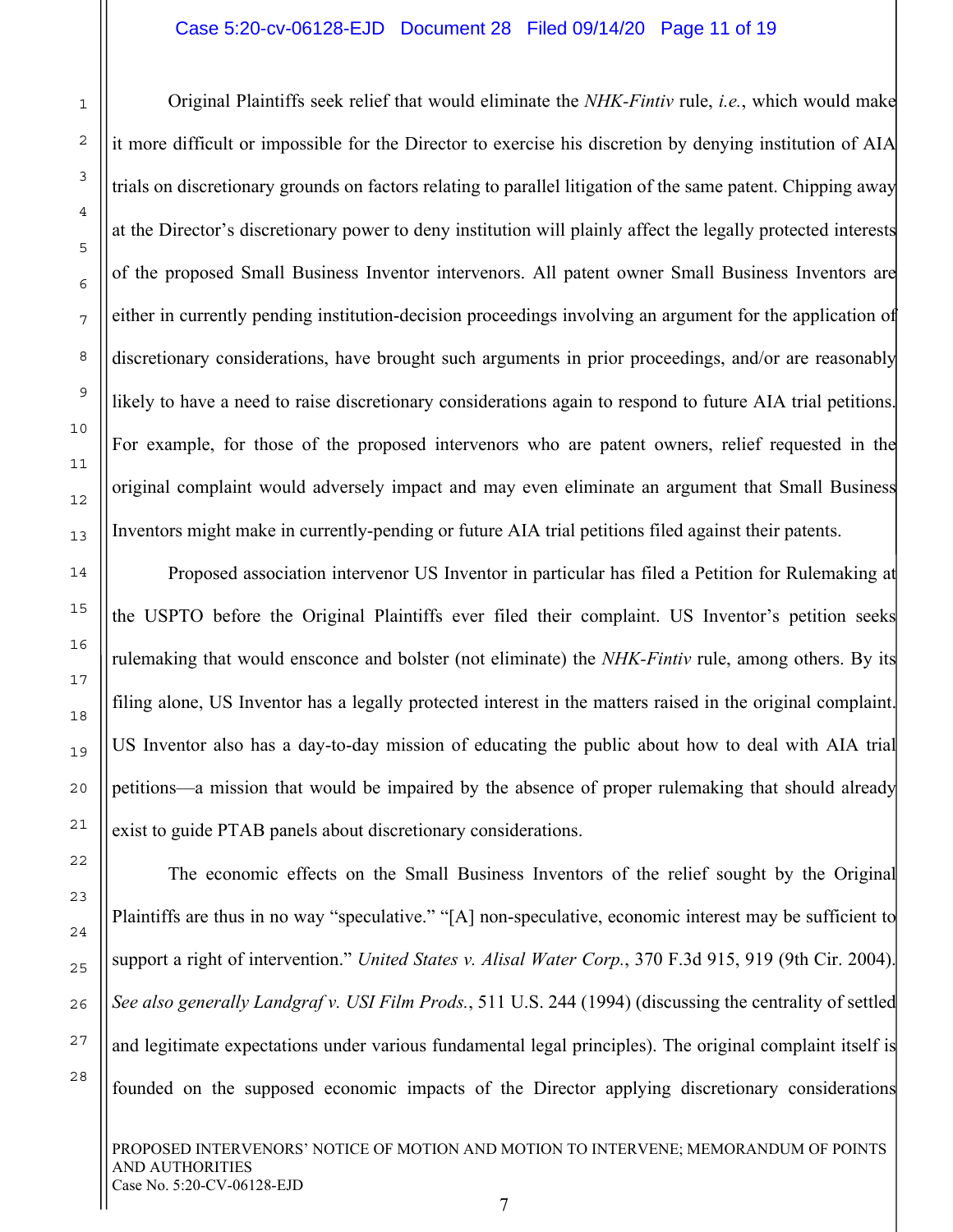Original Plaintiffs seek relief that would eliminate the *NHK-Fintiv* rule, *i.e.*, which would make it more difficult or impossible for the Director to exercise his discretion by denying institution of AIA trials on discretionary grounds on factors relating to parallel litigation of the same patent. Chipping away at the Director's discretionary power to deny institution will plainly affect the legally protected interests of the proposed Small Business Inventor intervenors. All patent owner Small Business Inventors are either in currently pending institution-decision proceedings involving an argument for the application of discretionary considerations, have brought such arguments in prior proceedings, and/or are reasonably likely to have a need to raise discretionary considerations again to respond to future AIA trial petitions. For example, for those of the proposed intervenors who are patent owners, relief requested in the original complaint would adversely impact and may even eliminate an argument that Small Business Inventors might make in currently-pending or future AIA trial petitions filed against their patents.

Proposed association intervenor US Inventor in particular has filed a Petition for Rulemaking at the USPTO before the Original Plaintiffs ever filed their complaint. US Inventor's petition seeks rulemaking that would ensconce and bolster (not eliminate) the *NHK-Fintiv* rule, among others. By its filing alone, US Inventor has a legally protected interest in the matters raised in the original complaint. US Inventor also has a day-to-day mission of educating the public about how to deal with AIA trial petitions—a mission that would be impaired by the absence of proper rulemaking that should already exist to guide PTAB panels about discretionary considerations.

The economic effects on the Small Business Inventors of the relief sought by the Original Plaintiffs are thus in no way "speculative." "[A] non-speculative, economic interest may be sufficient to support a right of intervention." *United States v. Alisal Water Corp.*, 370 F.3d 915, 919 (9th Cir. 2004). *See also generally Landgraf v. USI Film Prods.*, 511 U.S. 244 (1994) (discussing the centrality of settled and legitimate expectations under various fundamental legal principles). The original complaint itself is founded on the supposed economic impacts of the Director applying discretionary considerations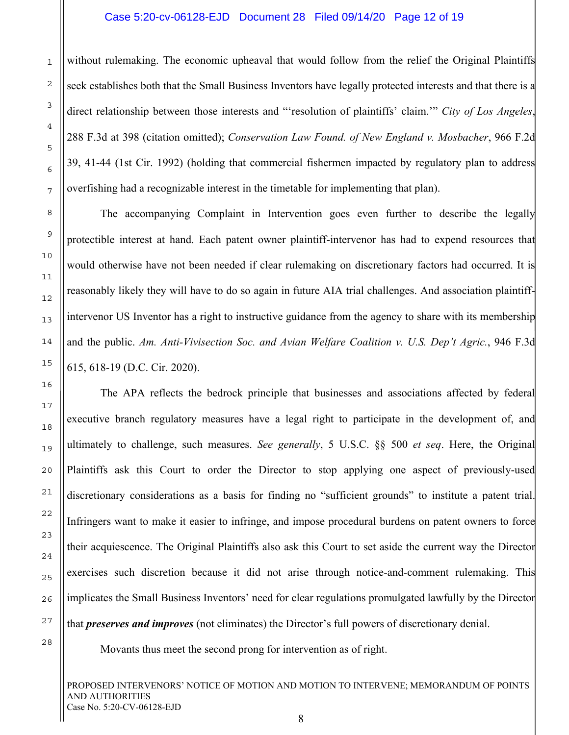without rulemaking. The economic upheaval that would follow from the relief the Original Plaintiffs seek establishes both that the Small Business Inventors have legally protected interests and that there is a direct relationship between those interests and "'resolution of plaintiffs' claim.'" *City of Los Angeles*, 288 F.3d at 398 (citation omitted); *Conservation Law Found. of New England v. Mosbacher*, 966 F.2d 39, 41-44 (1st Cir. 1992) (holding that commercial fishermen impacted by regulatory plan to address overfishing had a recognizable interest in the timetable for implementing that plan).

The accompanying Complaint in Intervention goes even further to describe the legally protectible interest at hand. Each patent owner plaintiff-intervenor has had to expend resources that would otherwise have not been needed if clear rulemaking on discretionary factors had occurred. It is reasonably likely they will have to do so again in future AIA trial challenges. And association plaintiff-intervenor US Inventor has a right to instructive guidance from the agency to share with its membership and the public. *Am. Anti-Vivisection Soc. and Avian Welfare Coalition v. U.S. Dep't Agric.*, 946 F.3d 615, 618-19 (D.C. Cir. 2020).

The APA reflects the bedrock principle that businesses and associations affected by federal executive branch regulatory measures have a legal right to participate in the development of, and ultimately to challenge, such measures. *See generally*, 5 U.S.C. §§ 500 *et seq*. Here, the Original Plaintiffs ask this Court to order the Director to stop applying one aspect of previously-used discretionary considerations as a basis for finding no "sufficient grounds" to institute a patent trial. Infringers want to make it easier to infringe, and impose procedural burdens on patent owners to force their acquiescence. The Original Plaintiffs also ask this Court to set aside the current way the Director exercises such discretion because it did not arise through notice-and-comment rulemaking. This implicates the Small Business Inventors' need for clear regulations promulgated lawfully by the Director that ***preserves and improves*** (not eliminates) the Director's full powers of discretionary denial.

Movants thus meet the second prong for intervention as of right.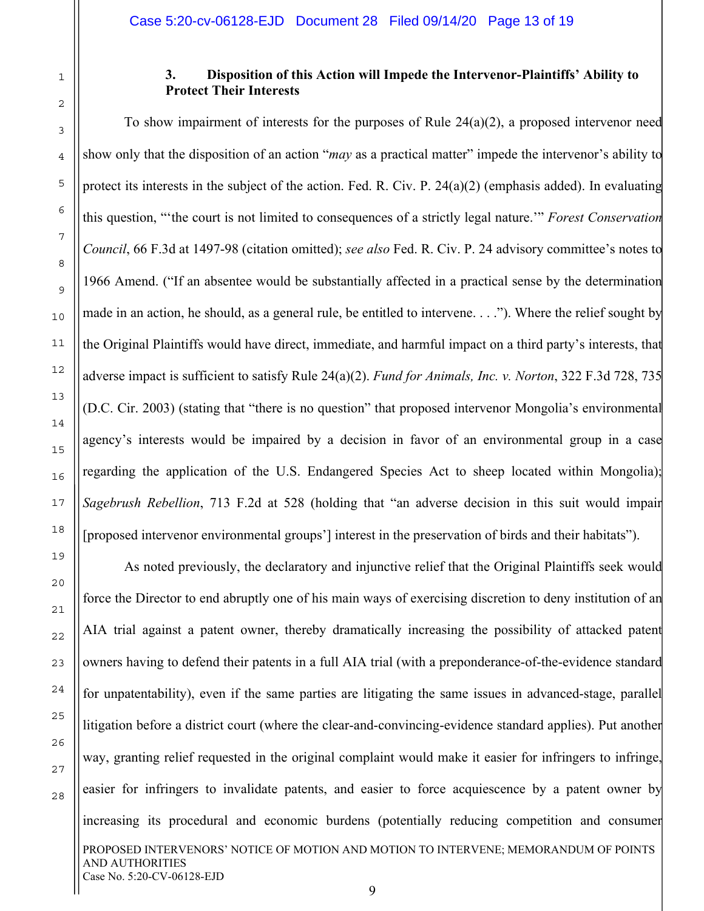### 3. Disposition of this Action will Impede the Intervenor-Plaintiffs' Ability to Protect Their Interests

To show impairment of interests for the purposes of Rule 24(a)(2), a proposed intervenor need show only that the disposition of an action "*may* as a practical matter" impede the intervenor's ability to protect its interests in the subject of the action. Fed. R. Civ. P. 24(a)(2) (emphasis added). In evaluating this question, "'the court is not limited to consequences of a strictly legal nature.'" *Forest Conservation Council*, 66 F.3d at 1497-98 (citation omitted); *see also* Fed. R. Civ. P. 24 advisory committee's notes to 1966 Amend. ("If an absentee would be substantially affected in a practical sense by the determination made in an action, he should, as a general rule, be entitled to intervene. . . ."). Where the relief sought by the Original Plaintiffs would have direct, immediate, and harmful impact on a third party's interests, that adverse impact is sufficient to satisfy Rule 24(a)(2). *Fund for Animals, Inc. v. Norton*, 322 F.3d 728, 735 (D.C. Cir. 2003) (stating that "there is no question" that proposed intervenor Mongolia's environmental agency's interests would be impaired by a decision in favor of an environmental group in a case regarding the application of the U.S. Endangered Species Act to sheep located within Mongolia); *Sagebrush Rebellion*, 713 F.2d at 528 (holding that "an adverse decision in this suit would impair [proposed intervenor environmental groups'] interest in the preservation of birds and their habitats").

As noted previously, the declaratory and injunctive relief that the Original Plaintiffs seek would force the Director to end abruptly one of his main ways of exercising discretion to deny institution of an AIA trial against a patent owner, thereby dramatically increasing the possibility of attacked patent owners having to defend their patents in a full AIA trial (with a preponderance-of-the-evidence standard for unpatentability), even if the same parties are litigating the same issues in advanced-stage, parallel litigation before a district court (where the clear-and-convincing-evidence standard applies). Put another way, granting relief requested in the original complaint would make it easier for infringers to infringe, easier for infringers to invalidate patents, and easier to force acquiescence by a patent owner by increasing its procedural and economic burdens (potentially reducing competition and consumer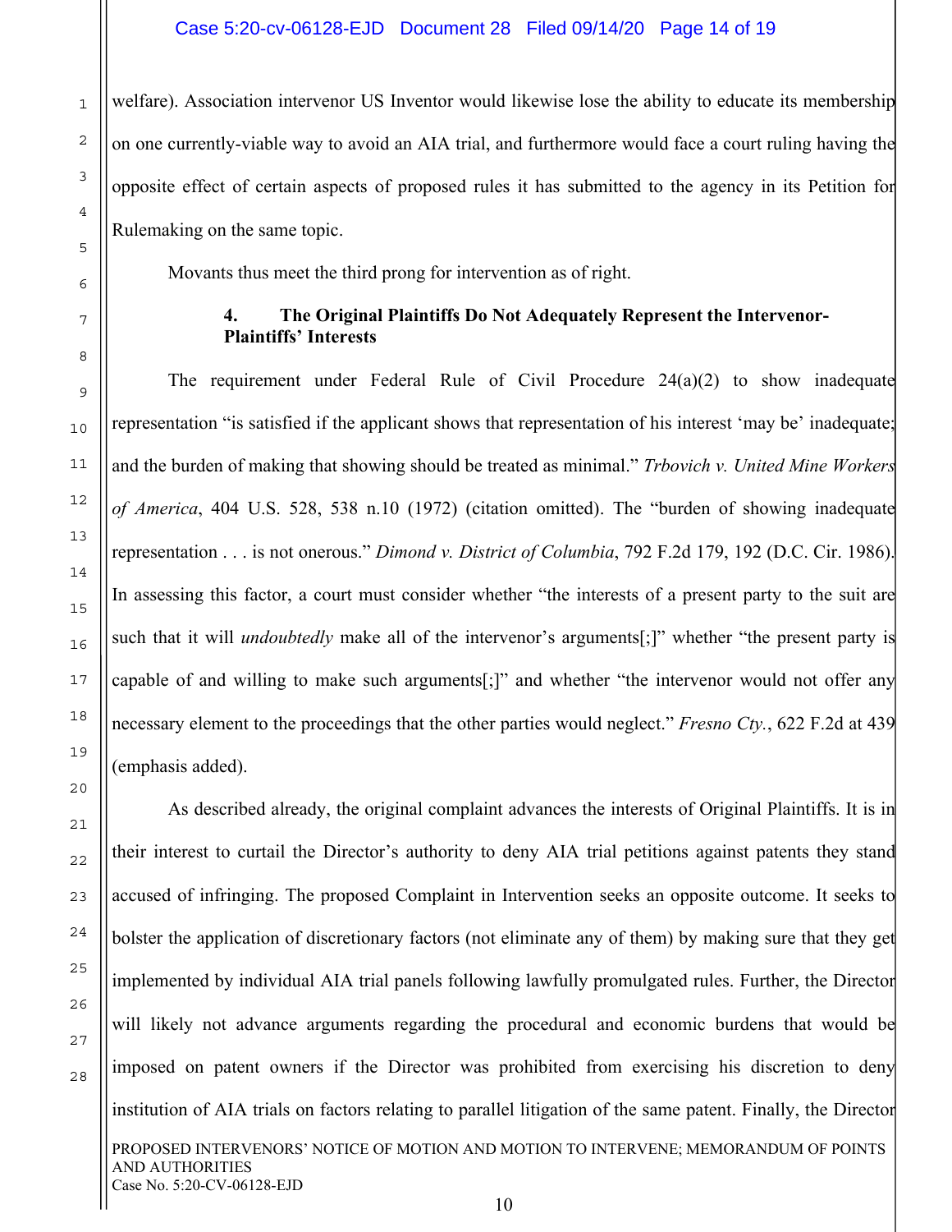welfare). Association intervenor US Inventor would likewise lose the ability to educate its membership on one currently-viable way to avoid an AIA trial, and furthermore would face a court ruling having the opposite effect of certain aspects of proposed rules it has submitted to the agency in its Petition for Rulemaking on the same topic.

Movants thus meet the third prong for intervention as of right.

#### 4. The Original Plaintiffs Do Not Adequately Represent the Intervenor-Plaintiffs' Interests

The requirement under Federal Rule of Civil Procedure 24(a)(2) to show inadequate representation "is satisfied if the applicant shows that representation of his interest 'may be' inadequate; and the burden of making that showing should be treated as minimal." *Trbovich v. United Mine Workers of America*, 404 U.S. 528, 538 n.10 (1972) (citation omitted). The "burden of showing inadequate representation . . . is not onerous." *Dimond v. District of Columbia*, 792 F.2d 179, 192 (D.C. Cir. 1986). In assessing this factor, a court must consider whether "the interests of a present party to the suit are such that it will *undoubtedly* make all of the intervenor's arguments[;]" whether "the present party is capable of and willing to make such arguments[;]" and whether "the intervenor would not offer any necessary element to the proceedings that the other parties would neglect." *Fresno Cty.*, 622 F.2d at 439 (emphasis added).

As described already, the original complaint advances the interests of Original Plaintiffs. It is in their interest to curtail the Director's authority to deny AIA trial petitions against patents they stand accused of infringing. The proposed Complaint in Intervention seeks an opposite outcome. It seeks to bolster the application of discretionary factors (not eliminate any of them) by making sure that they get implemented by individual AIA trial panels following lawfully promulgated rules. Further, the Director will likely not advance arguments regarding the procedural and economic burdens that would be imposed on patent owners if the Director was prohibited from exercising his discretion to deny institution of AIA trials on factors relating to parallel litigation of the same patent. Finally, the Director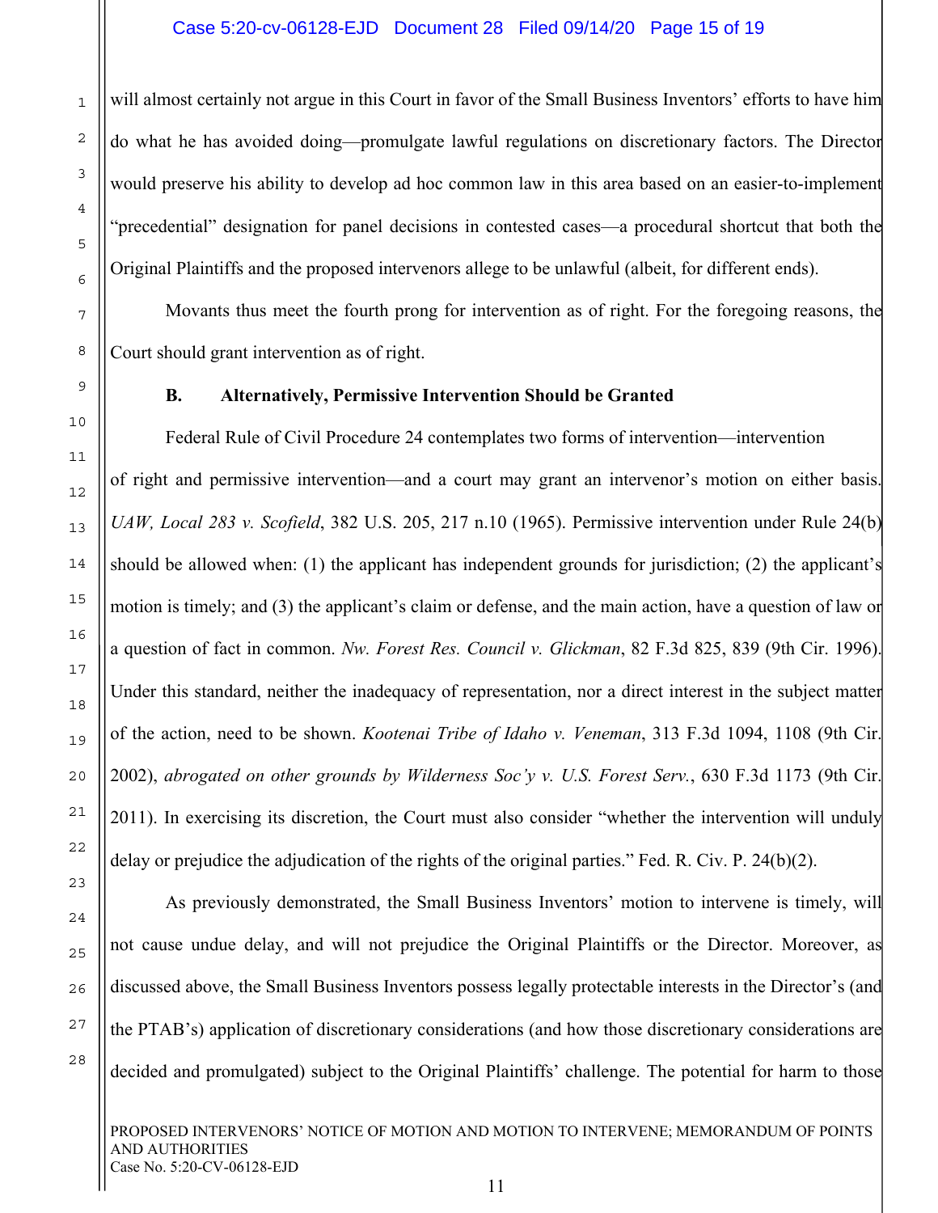will almost certainly not argue in this Court in favor of the Small Business Inventors' efforts to have him do what he has avoided doing—promulgate lawful regulations on discretionary factors. The Director would preserve his ability to develop ad hoc common law in this area based on an easier-to-implement "precedential" designation for panel decisions in contested cases—a procedural shortcut that both the Original Plaintiffs and the proposed intervenors allege to be unlawful (albeit, for different ends).

Movants thus meet the fourth prong for intervention as of right. For the foregoing reasons, the Court should grant intervention as of right.

### B. Alternatively, Permissive Intervention Should be Granted

Federal Rule of Civil Procedure 24 contemplates two forms of intervention—intervention of right and permissive intervention—and a court may grant an intervenor's motion on either basis. *UAW, Local 283 v. Scofield*, 382 U.S. 205, 217 n.10 (1965). Permissive intervention under Rule 24(b) should be allowed when: (1) the applicant has independent grounds for jurisdiction; (2) the applicant's motion is timely; and (3) the applicant's claim or defense, and the main action, have a question of law or a question of fact in common. *Nw. Forest Res. Council v. Glickman*, 82 F.3d 825, 839 (9th Cir. 1996). Under this standard, neither the inadequacy of representation, nor a direct interest in the subject matter of the action, need to be shown. *Kootenai Tribe of Idaho v. Veneman*, 313 F.3d 1094, 1108 (9th Cir. 2002), *abrogated on other grounds by Wilderness Soc'y v. U.S. Forest Serv.*, 630 F.3d 1173 (9th Cir. 2011). In exercising its discretion, the Court must also consider "whether the intervention will unduly delay or prejudice the adjudication of the rights of the original parties." Fed. R. Civ. P. 24(b)(2).

As previously demonstrated, the Small Business Inventors' motion to intervene is timely, will not cause undue delay, and will not prejudice the Original Plaintiffs or the Director. Moreover, as discussed above, the Small Business Inventors possess legally protectable interests in the Director's (and the PTAB's) application of discretionary considerations (and how those discretionary considerations are decided and promulgated) subject to the Original Plaintiffs' challenge. The potential for harm to those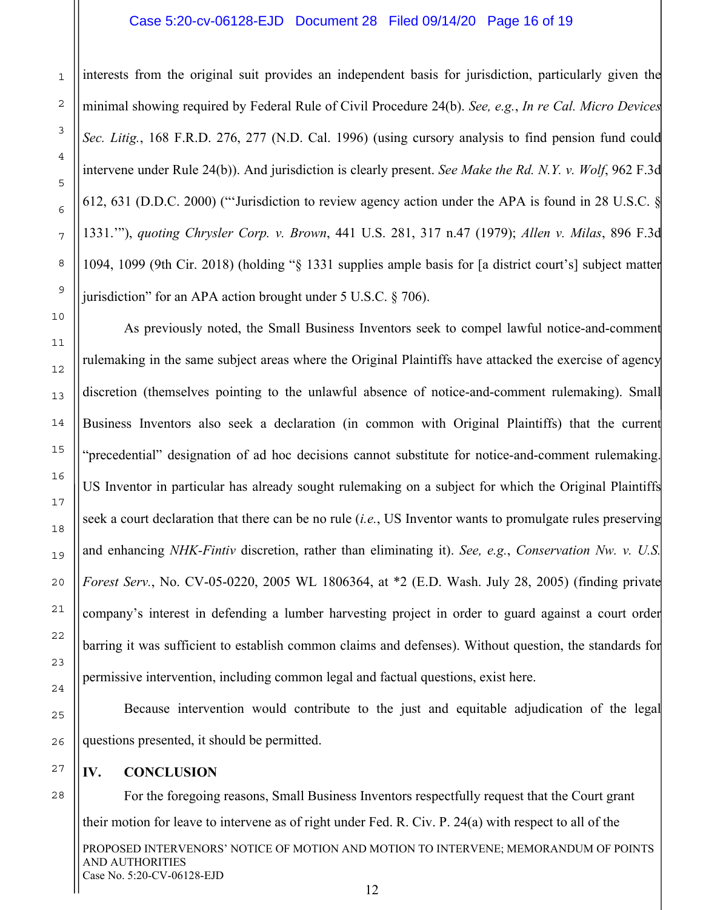interests from the original suit provides an independent basis for jurisdiction, particularly given the minimal showing required by Federal Rule of Civil Procedure 24(b). *See, e.g.*, *In re Cal. Micro Devices Sec. Litig.*, 168 F.R.D. 276, 277 (N.D. Cal. 1996) (using cursory analysis to find pension fund could intervene under Rule 24(b)). And jurisdiction is clearly present. *See Make the Rd. N.Y. v. Wolf*, 962 F.3d 612, 631 (D.D.C. 2000) ("'Jurisdiction to review agency action under the APA is found in 28 U.S.C. § 1331.'"), *quoting Chrysler Corp. v. Brown*, 441 U.S. 281, 317 n.47 (1979); *Allen v. Milas*, 896 F.3d 1094, 1099 (9th Cir. 2018) (holding "§ 1331 supplies ample basis for [a district court's] subject matter jurisdiction" for an APA action brought under 5 U.S.C. § 706).

As previously noted, the Small Business Inventors seek to compel lawful notice-and-comment rulemaking in the same subject areas where the Original Plaintiffs have attacked the exercise of agency discretion (themselves pointing to the unlawful absence of notice-and-comment rulemaking). Small Business Inventors also seek a declaration (in common with Original Plaintiffs) that the current "precedential" designation of ad hoc decisions cannot substitute for notice-and-comment rulemaking. US Inventor in particular has already sought rulemaking on a subject for which the Original Plaintiffs seek a court declaration that there can be no rule (*i.e.*, US Inventor wants to promulgate rules preserving and enhancing *NHK-Fintiv* discretion, rather than eliminating it). *See, e.g.*, *Conservation Nw. v. U.S. Forest Serv.*, No. CV-05-0220, 2005 WL 1806364, at *2 (E.D. Wash. July 28, 2005) (finding private company's interest in defending a lumber harvesting project in order to guard against a court order barring it was sufficient to establish common claims and defenses). Without question, the standards for permissive intervention, including common legal and factual questions, exist here.

Because intervention would contribute to the just and equitable adjudication of the legal questions presented, it should be permitted.

## IV. CONCLUSION

For the foregoing reasons, Small Business Inventors respectfully request that the Court grant their motion for leave to intervene as of right under Fed. R. Civ. P. 24(a) with respect to all of the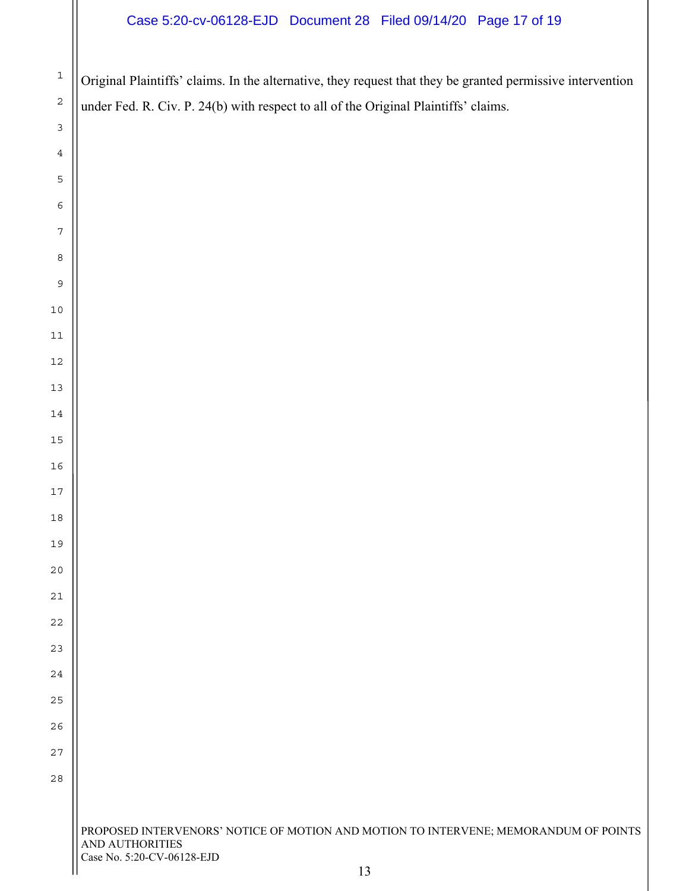Original Plaintiffs' claims. In the alternative, they request that they be granted permissive intervention under Fed. R. Civ. P. 24(b) with respect to all of the Original Plaintiffs' claims.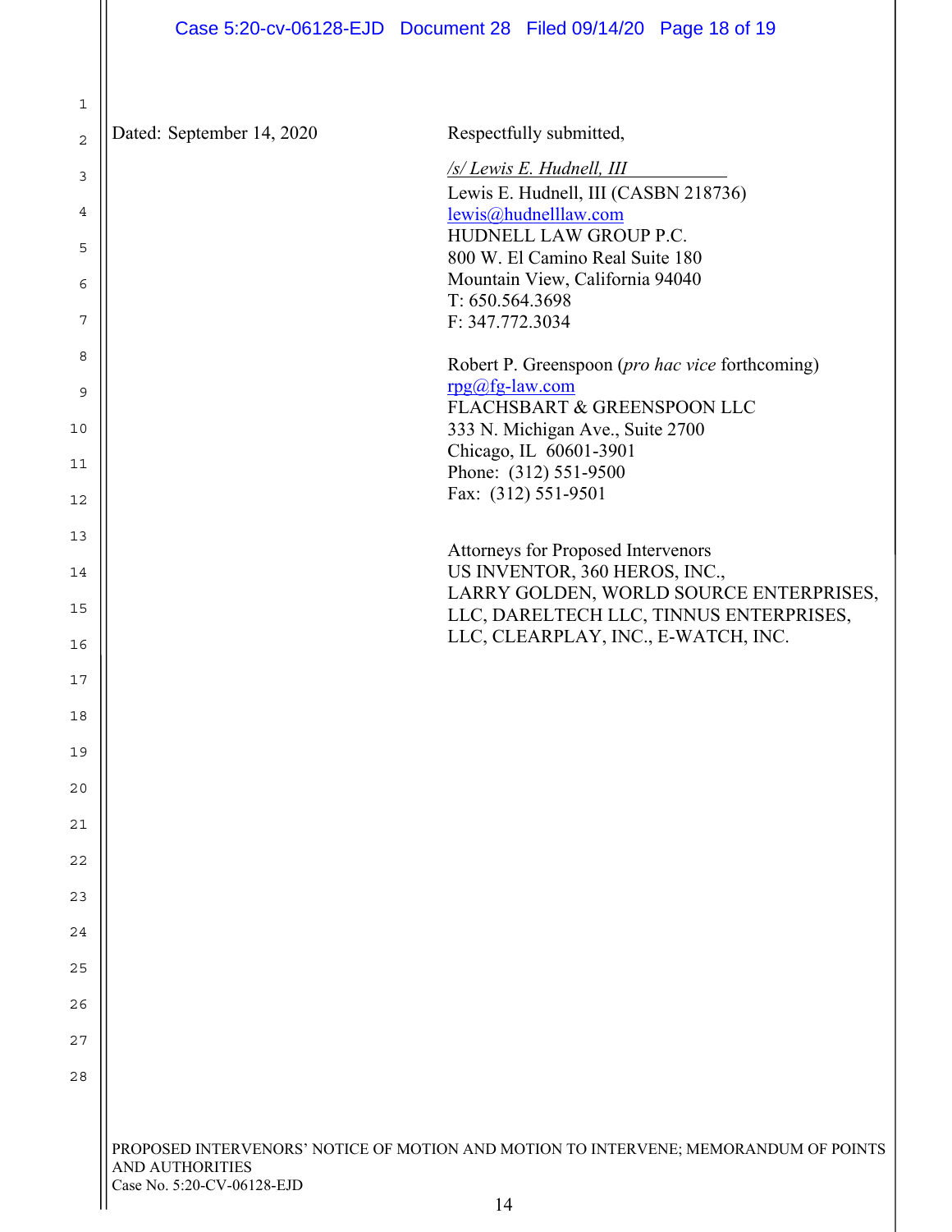Dated: September 14, 2020

Respectfully submitted,

*/s/ Lewis E. Hudnell, III*

Lewis E. Hudnell, III (CASBN 218736)
lewis@hudnelllaw.com
HUDNELL LAW GROUP P.C.
800 W. El Camino Real Suite 180
Mountain View, California 94040
T: 650.564.3698
F: 347.772.3034

Robert P. Greenspoon (*pro hac vice* forthcoming)
rpg@fg-law.com
FLACHSBART & GREENSPOON LLC
333 N. Michigan Ave., Suite 2700
Chicago, IL 60601-3901
Phone: (312) 551-9500
Fax: (312) 551-9501

Attorneys for Proposed Intervenors
US INVENTOR, 360 HEROS, INC.,
LARRY GOLDEN, WORLD SOURCE ENTERPRISES,
LLC, DARELTECH LLC, TINNUS ENTERPRISES,
LLC, CLEARPLAY, INC., E-WATCH, INC.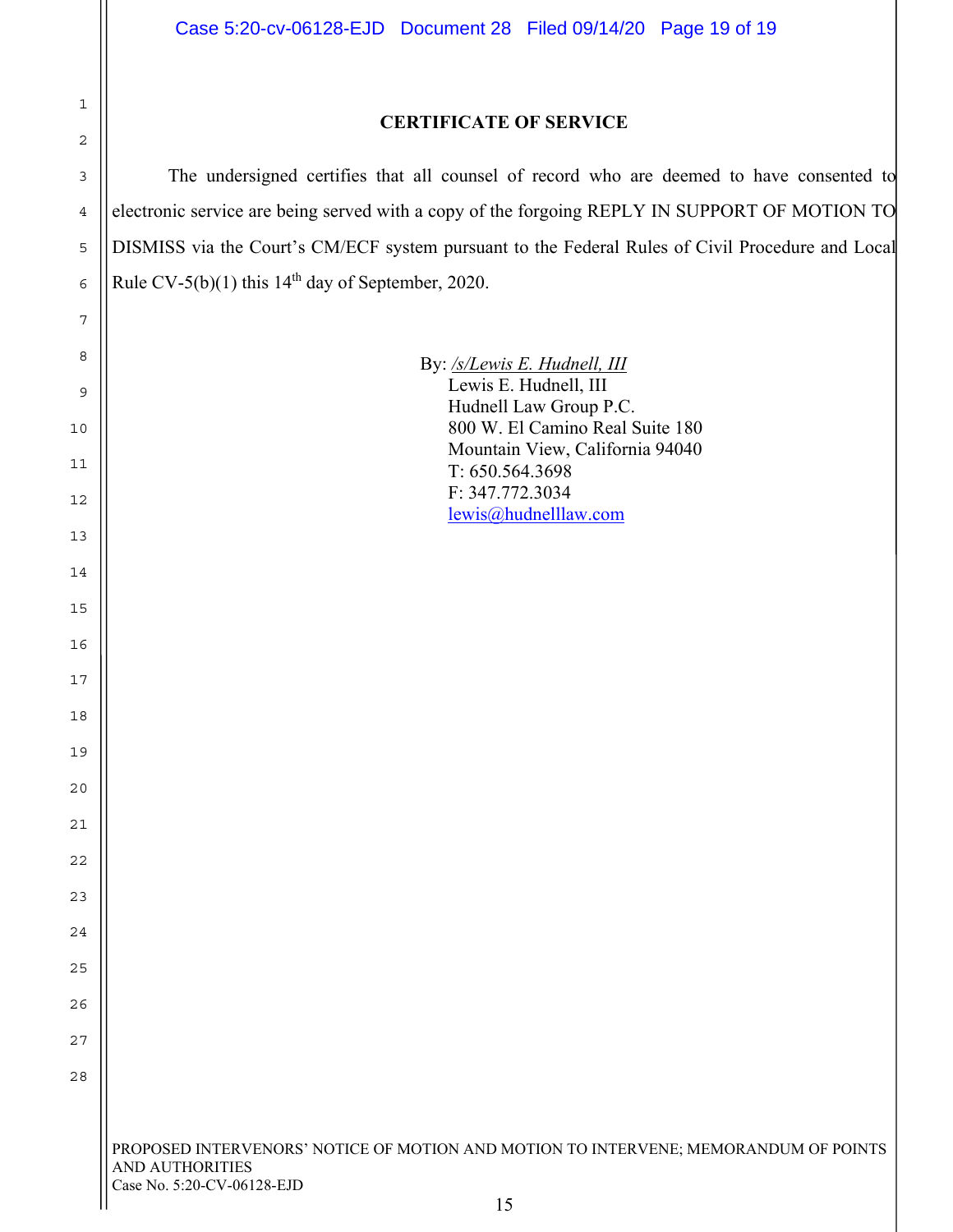## CERTIFICATE OF SERVICE

The undersigned certifies that all counsel of record who are deemed to have consented to electronic service are being served with a copy of the forgoing REPLY IN SUPPORT OF MOTION TO DISMISS via the Court's CM/ECF system pursuant to the Federal Rules of Civil Procedure and Local Rule CV-5(b)(1) this 14th day of September, 2020.

By: */s/Lewis E. Hudnell, III*
Lewis E. Hudnell, III
Hudnell Law Group P.C.
800 W. El Camino Real Suite 180
Mountain View, California 94040
T: 650.564.3698
F: 347.772.3034
lewis@hudnelllaw.com

PROPOSED INTERVENORS' NOTICE OF MOTION AND MOTION TO INTERVENE; MEMORANDUM OF POINTS AND AUTHORITIES
Case No. 5:20-CV-06128-EJD